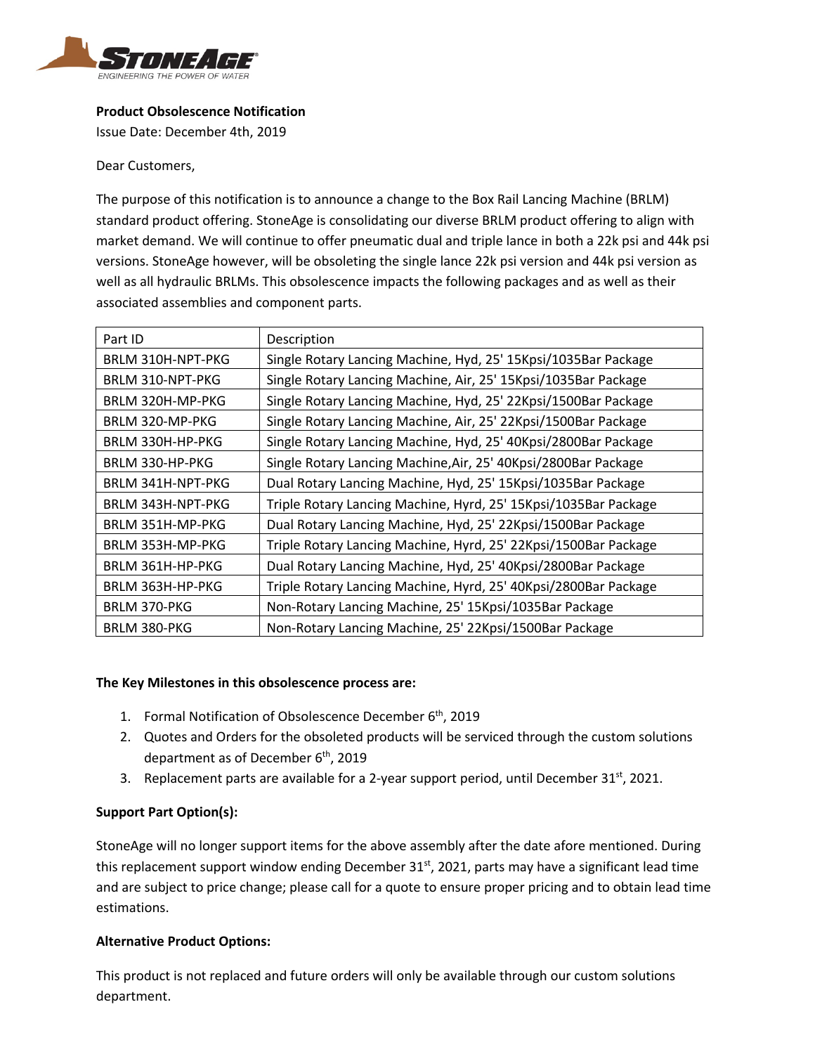**Product Obsolescence Notification**

Issue Date: December 4th, 2019

Dear Customers,

The purpose of this notification is to announce a change to the Box Rail Lancing Machine (BRLM) standard product offering. StoneAge is consolidating our diverse BRLM product offering to align with market demand. We will continue to offer pneumatic dual and triple lance in both a 22k psi and 44k psi versions. StoneAge however, will be obsoleting the single lance 22k psi version and 44k psi version as well as all hydraulic BRLMs. This obsolescence impacts the following packages and as well as their associated assemblies and component parts.

| Part ID | Description |
|---|---|
| BRLM 310H-NPT-PKG | Single Rotary Lancing Machine, Hyd, 25' 15Kpsi/1035Bar Package |
| BRLM 310-NPT-PKG | Single Rotary Lancing Machine, Air, 25' 15Kpsi/1035Bar Package |
| BRLM 320H-MP-PKG | Single Rotary Lancing Machine, Hyd, 25' 22Kpsi/1500Bar Package |
| BRLM 320-MP-PKG | Single Rotary Lancing Machine, Air, 25' 22Kpsi/1500Bar Package |
| BRLM 330H-HP-PKG | Single Rotary Lancing Machine, Hyd, 25' 40Kpsi/2800Bar Package |
| BRLM 330-HP-PKG | Single Rotary Lancing Machine,Air, 25' 40Kpsi/2800Bar Package |
| BRLM 341H-NPT-PKG | Dual Rotary Lancing Machine, Hyd, 25' 15Kpsi/1035Bar Package |
| BRLM 343H-NPT-PKG | Triple Rotary Lancing Machine, Hyrd, 25' 15Kpsi/1035Bar Package |
| BRLM 351H-MP-PKG | Dual Rotary Lancing Machine, Hyd, 25' 22Kpsi/1500Bar Package |
| BRLM 353H-MP-PKG | Triple Rotary Lancing Machine, Hyrd, 25' 22Kpsi/1500Bar Package |
| BRLM 361H-HP-PKG | Dual Rotary Lancing Machine, Hyd, 25' 40Kpsi/2800Bar Package |
| BRLM 363H-HP-PKG | Triple Rotary Lancing Machine, Hyrd, 25' 40Kpsi/2800Bar Package |
| BRLM 370-PKG | Non-Rotary Lancing Machine, 25' 15Kpsi/1035Bar Package |
| BRLM 380-PKG | Non-Rotary Lancing Machine, 25' 22Kpsi/1500Bar Package |

**The Key Milestones in this obsolescence process are:**

1. Formal Notification of Obsolescence December 6th, 2019
2. Quotes and Orders for the obsoleted products will be serviced through the custom solutions department as of December 6th, 2019
3. Replacement parts are available for a 2-year support period, until December 31st, 2021.

**Support Part Option(s):**

StoneAge will no longer support items for the above assembly after the date afore mentioned. During this replacement support window ending December 31st, 2021, parts may have a significant lead time and are subject to price change; please call for a quote to ensure proper pricing and to obtain lead time estimations.

**Alternative Product Options:**

This product is not replaced and future orders will only be available through our custom solutions department.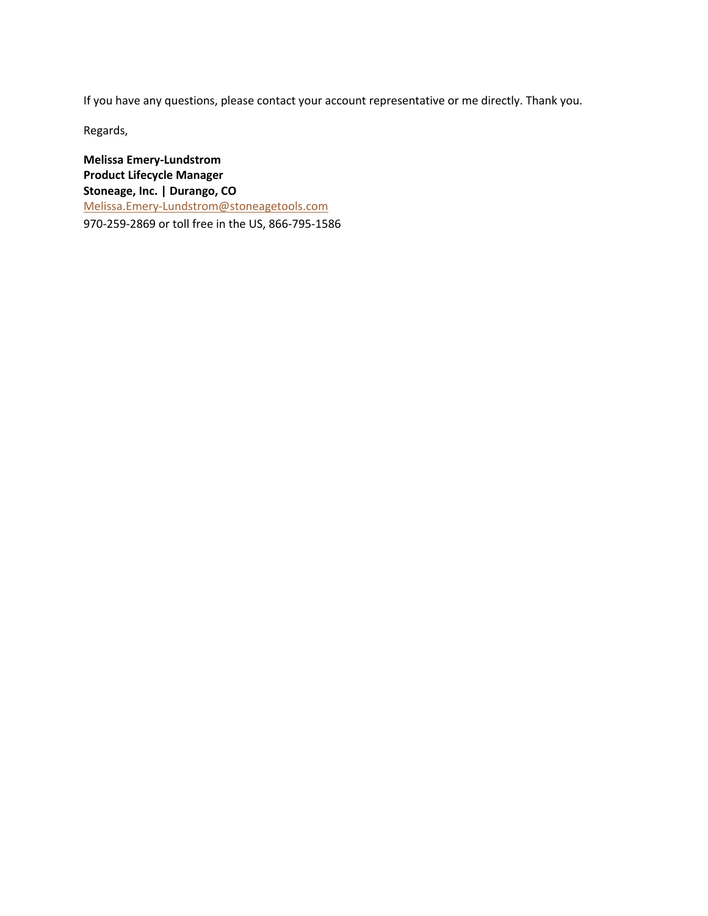If you have any questions, please contact your account representative or me directly. Thank you.

Regards,

**Melissa Emery-Lundstrom**
**Product Lifecycle Manager**
**Stoneage, Inc. | Durango, CO**
Melissa.Emery-Lundstrom@stoneagetools.com
970-259-2869 or toll free in the US, 866-795-1586